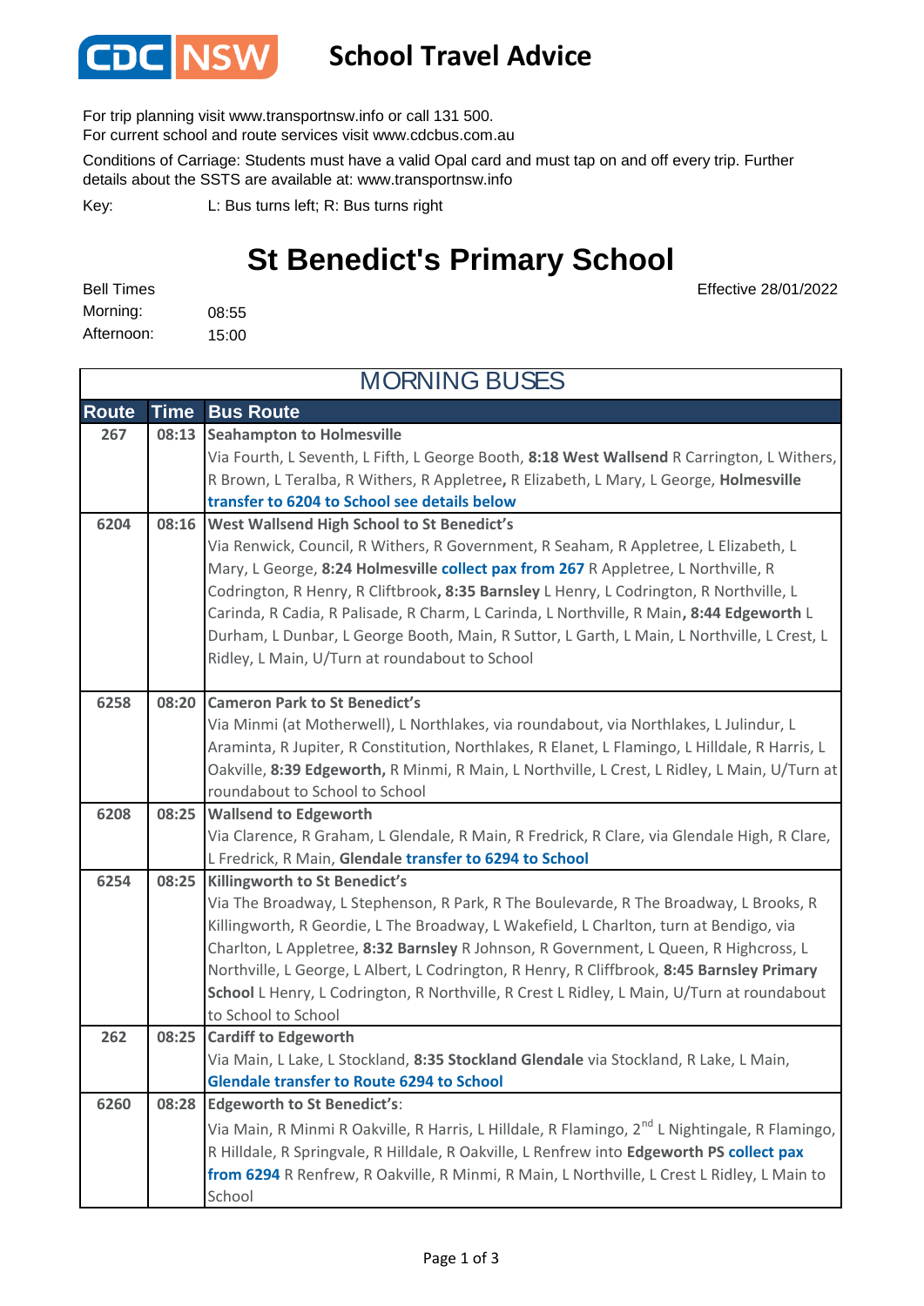# CDC NSW School Travel Advice

For trip planning visit www.transportnsw.info or call 131 500.
For current school and route services visit www.cdcbus.com.au

Conditions of Carriage: Students must have a valid Opal card and must tap on and off every trip. Further details about the SSTS are available at: www.transportnsw.info

Key: L: Bus turns left; R: Bus turns right

## St Benedict's Primary School

Effective 28/01/2022

Bell Times
Morning: 08:55
Afternoon: 15:00

### MORNING BUSES

| Route | Time | Bus Route |
|---|---|---|
| 267 | 08:13 | **Seahampton to Holmesville** Via Fourth, L Seventh, L Fifth, L George Booth, **8:18 West Wallsend** R Carrington, L Withers, R Brown, L Teralba, R Withers, R Appletree**,** R Elizabeth, L Mary, L George, **Holmesville** **transfer to 6204 to School see details below** |
| 6204 | 08:16 | **West Wallsend High School to St Benedict's** Via Renwick, Council, R Withers, R Government, R Seaham, R Appletree, L Elizabeth, L Mary, L George, **8:24 Holmesville collect pax from 267** R Appletree, L Northville, R Codrington, R Henry, R Cliftbrook, **8:35 Barnsley** L Henry, L Codrington, R Northville, L Carinda, R Cadia, R Palisade, R Charm, L Carinda, L Northville, R Main**, 8:44 Edgeworth** L Durham, L Dunbar, L George Booth, Main, R Suttor, L Garth, L Main, L Northville, L Crest, L Ridley, L Main, U/Turn at roundabout to School |
| 6258 | 08:20 | **Cameron Park to St Benedict's** Via Minmi (at Motherwell), L Northlakes, via roundabout, via Northlakes, L Julindur, L Araminta, R Jupiter, R Constitution, Northlakes, R Elanet, L Flamingo, L Hilldale, R Harris, L Oakville, **8:39 Edgeworth,** R Minmi, R Main, L Northville, L Crest, L Ridley, L Main, U/Turn at roundabout to School to School |
| 6208 | 08:25 | **Wallsend to Edgeworth** Via Clarence, R Graham, L Glendale, R Main, R Fredrick, R Clare, via Glendale High, R Clare, L Fredrick, R Main, **Glendale transfer to 6294 to School** |
| 6254 | 08:25 | **Killingworth to St Benedict's** Via The Broadway, L Stephenson, R Park, R The Boulevarde, R The Broadway, L Brooks, R Killingworth, R Geordie, L The Broadway, L Wakefield, L Charlton, turn at Bendigo, via Charlton, L Appletree, **8:32 Barnsley** R Johnson, R Government, L Queen, R Highcross, L Northville, L George, L Albert, L Codrington, R Henry, R Cliffbrook, **8:45 Barnsley Primary School** L Henry, L Codrington, R Northville, R Crest L Ridley, L Main, U/Turn at roundabout to School to School |
| 262 | 08:25 | **Cardiff to Edgeworth** Via Main, L Lake, L Stockland, **8:35 Stockland Glendale** via Stockland, R Lake, L Main, **Glendale transfer to Route 6294 to School** |
| 6260 | 08:28 | **Edgeworth to St Benedict's**: Via Main, R Minmi R Oakville, R Harris, L Hilldale, R Flamingo, 2nd L Nightingale, R Flamingo, R Hilldale, R Springvale, R Hilldale, R Oakville, L Renfrew into **Edgeworth PS collect pax from 6294** R Renfrew, R Oakville, R Minmi, R Main, L Northville, L Crest L Ridley, L Main to School |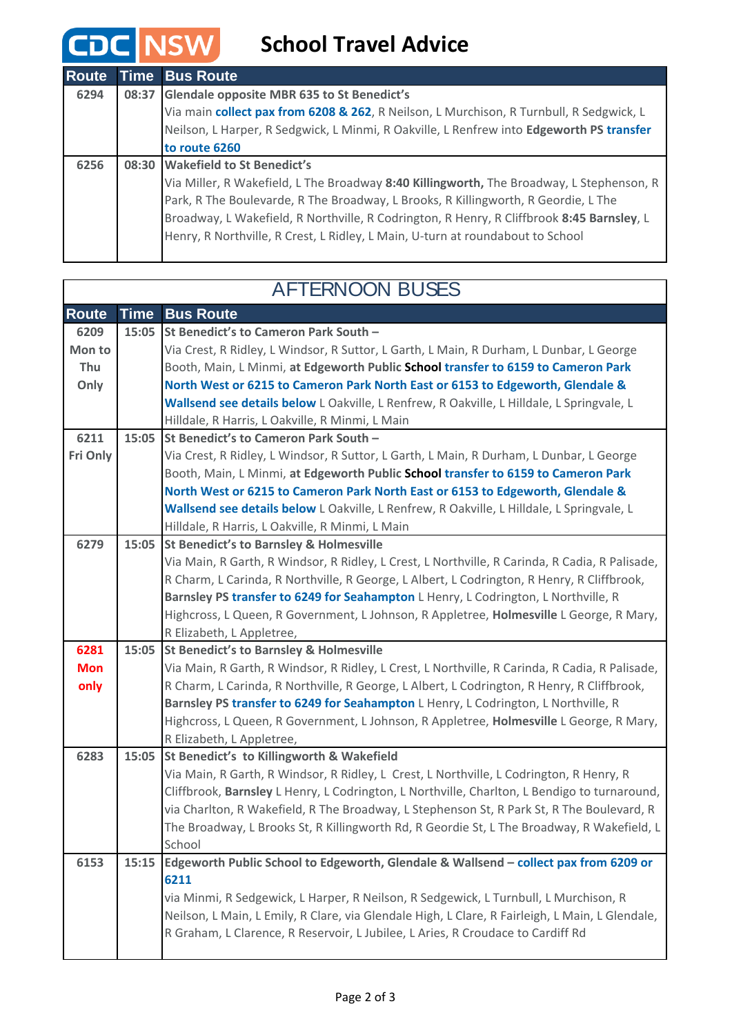# School Travel Advice

| Route | Time | Bus Route |
|---|---|---|
| 6294 | 08:37 | **Glendale opposite MBR 635 to St Benedict's** Via main **collect pax from 6208 & 262**, R Neilson, L Murchison, R Turnbull, R Sedgwick, L Neilson, L Harper, R Sedgwick, L Minmi, R Oakville, L Renfrew into **Edgeworth PS transfer to route 6260** |
| 6256 | 08:30 | **Wakefield to St Benedict's** Via Miller, R Wakefield, L The Broadway **8:40 Killingworth,** The Broadway, L Stephenson, R Park, R The Boulevarde, R The Broadway, L Brooks, R Killingworth, R Geordie, L The Broadway, L Wakefield, R Northville, R Codrington, R Henry, R Cliffbrook **8:45 Barnsley**, L Henry, R Northville, R Crest, L Ridley, L Main, U-turn at roundabout to School |

## AFTERNOON BUSES

| Route | Time | Bus Route |
|---|---|---|
| 6209 Mon to Thu Only | 15:05 | **St Benedict's to Cameron Park South –** Via Crest, R Ridley, L Windsor, R Suttor, L Garth, L Main, R Durham, L Dunbar, L George Booth, Main, L Minmi, **at Edgeworth Public School transfer to 6159 to Cameron Park North West or 6215 to Cameron Park North East or 6153 to Edgeworth, Glendale & Wallsend see details below** L Oakville, L Renfrew, R Oakville, L Hilldale, L Springvale, L Hilldale, R Harris, L Oakville, R Minmi, L Main |
| 6211 Fri Only | 15:05 | **St Benedict's to Cameron Park South –** Via Crest, R Ridley, L Windsor, R Suttor, L Garth, L Main, R Durham, L Dunbar, L George Booth, Main, L Minmi, **at Edgeworth Public School transfer to 6159 to Cameron Park North West or 6215 to Cameron Park North East or 6153 to Edgeworth, Glendale & Wallsend see details below** L Oakville, L Renfrew, R Oakville, L Hilldale, L Springvale, L Hilldale, R Harris, L Oakville, R Minmi, L Main |
| 6279 | 15:05 | **St Benedict's to Barnsley & Holmesville** Via Main, R Garth, R Windsor, R Ridley, L Crest, L Northville, R Carinda, R Cadia, R Palisade, R Charm, L Carinda, R Northville, R George, L Albert, L Codrington, R Henry, R Cliffbrook, **Barnsley PS transfer to 6249 for Seahampton** L Henry, L Codrington, L Northville, R Highcross, L Queen, R Government, L Johnson, R Appletree, **Holmesville** L George, R Mary, R Elizabeth, L Appletree, |
| 6281 Mon only | 15:05 | **St Benedict's to Barnsley & Holmesville** Via Main, R Garth, R Windsor, R Ridley, L Crest, L Northville, R Carinda, R Cadia, R Palisade, R Charm, L Carinda, R Northville, R George, L Albert, L Codrington, R Henry, R Cliffbrook, **Barnsley PS transfer to 6249 for Seahampton** L Henry, L Codrington, L Northville, R Highcross, L Queen, R Government, L Johnson, R Appletree, **Holmesville** L George, R Mary, R Elizabeth, L Appletree, |
| 6283 | 15:05 | **St Benedict's to Killingworth & Wakefield** Via Main, R Garth, R Windsor, R Ridley, L Crest, L Northville, L Codrington, R Henry, R Cliffbrook, **Barnsley** L Henry, L Codrington, L Northville, Charlton, L Bendigo to turnaround, via Charlton, R Wakefield, R The Broadway, L Stephenson St, R Park St, R The Boulevard, R The Broadway, L Brooks St, R Killingworth Rd, R Geordie St, L The Broadway, R Wakefield, L School |
| 6153 | 15:15 | **Edgeworth Public School to Edgeworth, Glendale & Wallsend – collect pax from 6209 or 6211** via Minmi, R Sedgewick, L Harper, R Neilson, R Sedgewick, L Turnbull, L Murchison, R Neilson, L Main, L Emily, R Clare, via Glendale High, L Clare, R Fairleigh, L Main, L Glendale, R Graham, L Clarence, R Reservoir, L Jubilee, L Aries, R Croudace to Cardiff Rd |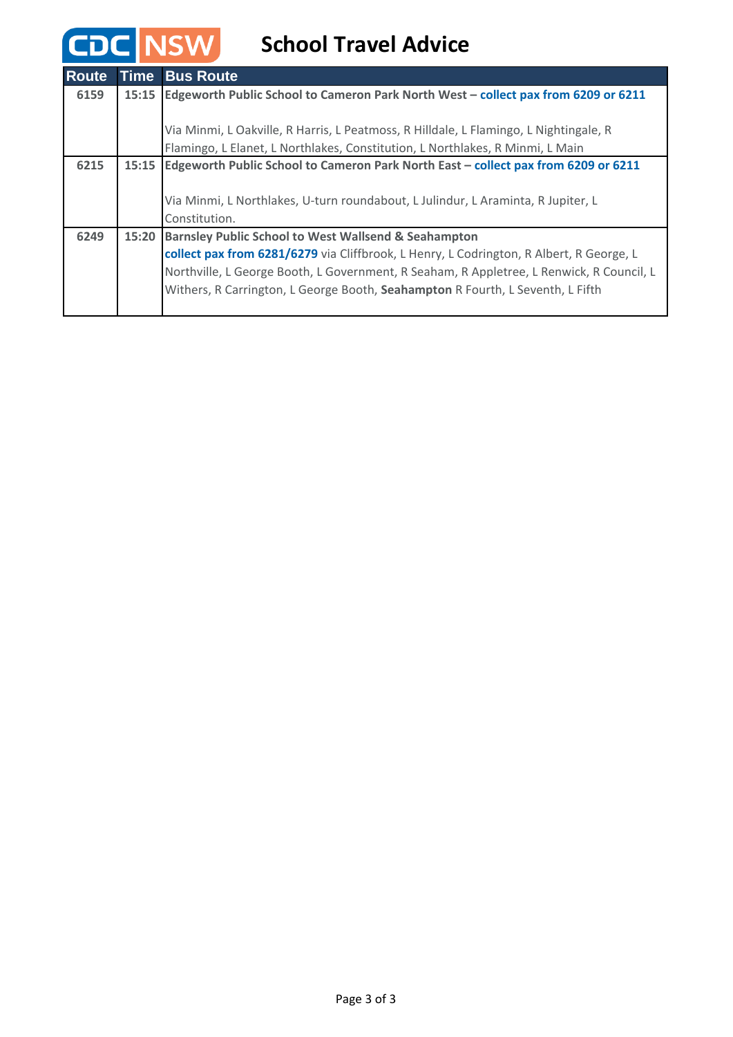# School Travel Advice

| Route | Time | Bus Route |
|---|---|---|
| 6159 | 15:15 | **Edgeworth Public School to Cameron Park North West – collect pax from 6209 or 6211**<br><br>Via Minmi, L Oakville, R Harris, L Peatmoss, R Hilldale, L Flamingo, L Nightingale, R Flamingo, L Elanet, L Northlakes, Constitution, L Northlakes, R Minmi, L Main |
| 6215 | 15:15 | **Edgeworth Public School to Cameron Park North East – collect pax from 6209 or 6211**<br><br>Via Minmi, L Northlakes, U-turn roundabout, L Julindur, L Araminta, R Jupiter, L Constitution. |
| 6249 | 15:20 | **Barnsley Public School to West Wallsend & Seahampton**<br>**collect pax from 6281/6279** via Cliffbrook, L Henry, L Codrington, R Albert, R George, L Northville, L George Booth, L Government, R Seaham, R Appletree, L Renwick, R Council, L Withers, R Carrington, L George Booth, **Seahampton** R Fourth, L Seventh, L Fifth |